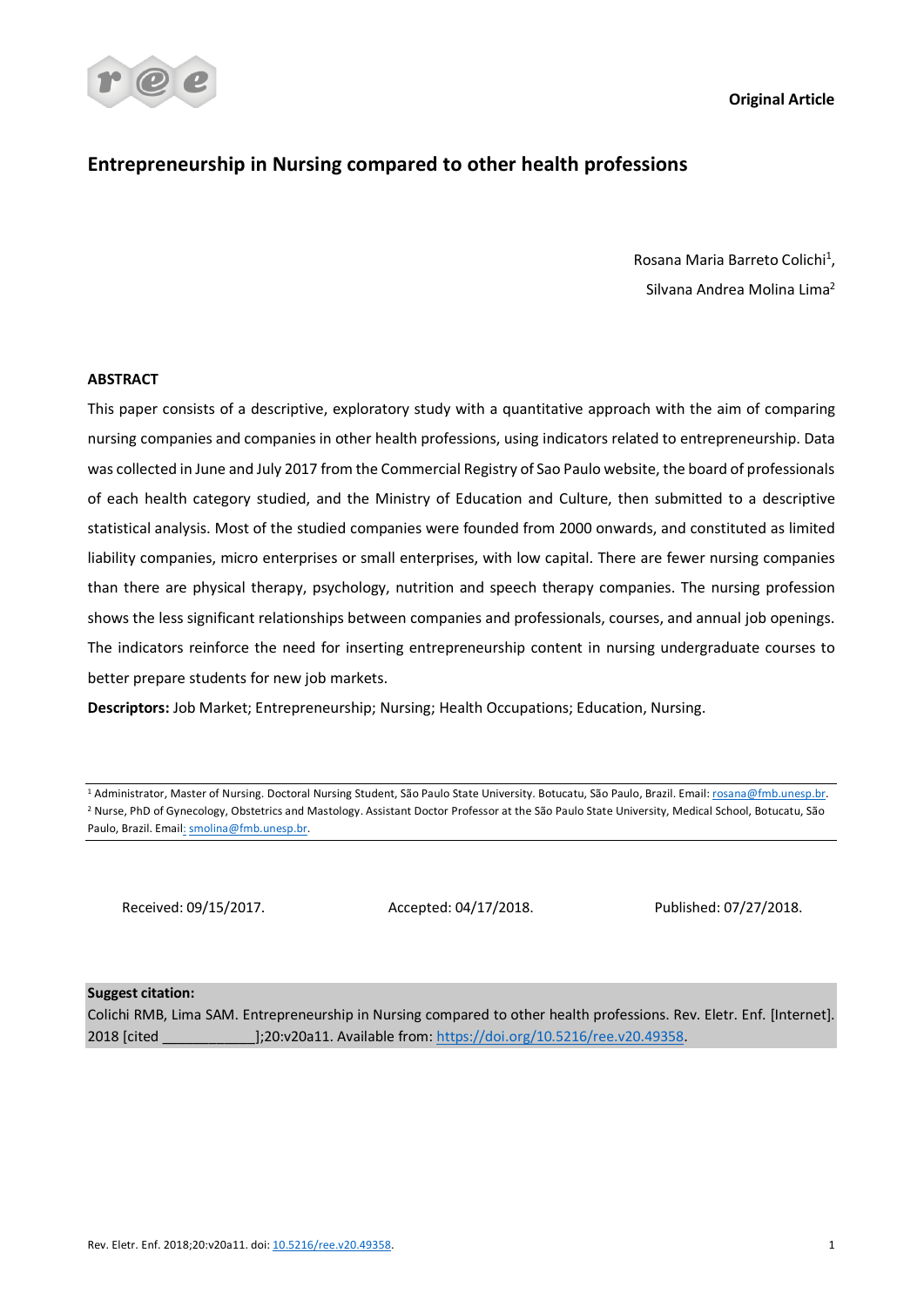**Original Article**

# Entrepreneurship in Nursing compared to other health professions

Rosana Maria Barreto Colichi[1],
Silvana Andrea Molina Lima[2]

**ABSTRACT**

This paper consists of a descriptive, exploratory study with a quantitative approach with the aim of comparing nursing companies and companies in other health professions, using indicators related to entrepreneurship. Data was collected in June and July 2017 from the Commercial Registry of Sao Paulo website, the board of professionals of each health category studied, and the Ministry of Education and Culture, then submitted to a descriptive statistical analysis. Most of the studied companies were founded from 2000 onwards, and constituted as limited liability companies, micro enterprises or small enterprises, with low capital. There are fewer nursing companies than there are physical therapy, psychology, nutrition and speech therapy companies. The nursing profession shows the less significant relationships between companies and professionals, courses, and annual job openings. The indicators reinforce the need for inserting entrepreneurship content in nursing undergraduate courses to better prepare students for new job markets.

**Descriptors:** Job Market; Entrepreneurship; Nursing; Health Occupations; Education, Nursing.

---

[1] Administrator, Master of Nursing. Doctoral Nursing Student, São Paulo State University. Botucatu, São Paulo, Brazil. Email: rosana@fmb.unesp.br.
[2] Nurse, PhD of Gynecology, Obstetrics and Mastology. Assistant Doctor Professor at the São Paulo State University, Medical School, Botucatu, São Paulo, Brazil. Email: smolina@fmb.unesp.br.

---

Received: 09/15/2017. Accepted: 04/17/2018. Published: 07/27/2018.

**Suggest citation:**
Colichi RMB, Lima SAM. Entrepreneurship in Nursing compared to other health professions. Rev. Eletr. Enf. [Internet]. 2018 [cited ___________];20:v20a11. Available from: https://doi.org/10.5216/ree.v20.49358.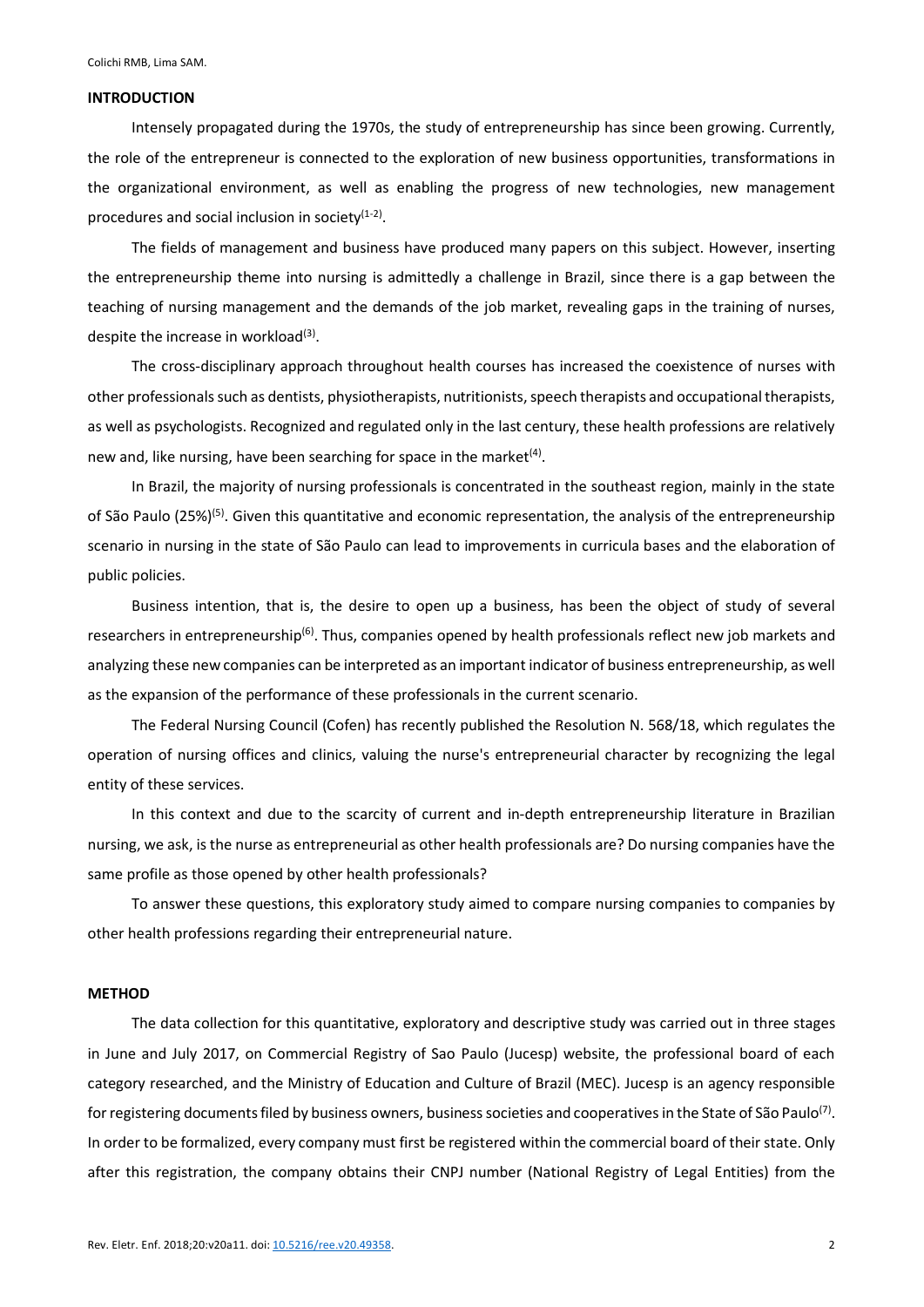## INTRODUCTION

Intensely propagated during the 1970s, the study of entrepreneurship has since been growing. Currently, the role of the entrepreneur is connected to the exploration of new business opportunities, transformations in the organizational environment, as well as enabling the progress of new technologies, new management procedures and social inclusion in society[1-2].

The fields of management and business have produced many papers on this subject. However, inserting the entrepreneurship theme into nursing is admittedly a challenge in Brazil, since there is a gap between the teaching of nursing management and the demands of the job market, revealing gaps in the training of nurses, despite the increase in workload[3].

The cross-disciplinary approach throughout health courses has increased the coexistence of nurses with other professionals such as dentists, physiotherapists, nutritionists, speech therapists and occupational therapists, as well as psychologists. Recognized and regulated only in the last century, these health professions are relatively new and, like nursing, have been searching for space in the market[4].

In Brazil, the majority of nursing professionals is concentrated in the southeast region, mainly in the state of São Paulo (25%)[5]. Given this quantitative and economic representation, the analysis of the entrepreneurship scenario in nursing in the state of São Paulo can lead to improvements in curricula bases and the elaboration of public policies.

Business intention, that is, the desire to open up a business, has been the object of study of several researchers in entrepreneurship[6]. Thus, companies opened by health professionals reflect new job markets and analyzing these new companies can be interpreted as an important indicator of business entrepreneurship, as well as the expansion of the performance of these professionals in the current scenario.

The Federal Nursing Council (Cofen) has recently published the Resolution N. 568/18, which regulates the operation of nursing offices and clinics, valuing the nurse's entrepreneurial character by recognizing the legal entity of these services.

In this context and due to the scarcity of current and in-depth entrepreneurship literature in Brazilian nursing, we ask, is the nurse as entrepreneurial as other health professionals are? Do nursing companies have the same profile as those opened by other health professionals?

To answer these questions, this exploratory study aimed to compare nursing companies to companies by other health professions regarding their entrepreneurial nature.

## METHOD

The data collection for this quantitative, exploratory and descriptive study was carried out in three stages in June and July 2017, on Commercial Registry of Sao Paulo (Jucesp) website, the professional board of each category researched, and the Ministry of Education and Culture of Brazil (MEC). Jucesp is an agency responsible for registering documents filed by business owners, business societies and cooperatives in the State of São Paulo[7]. In order to be formalized, every company must first be registered within the commercial board of their state. Only after this registration, the company obtains their CNPJ number (National Registry of Legal Entities) from the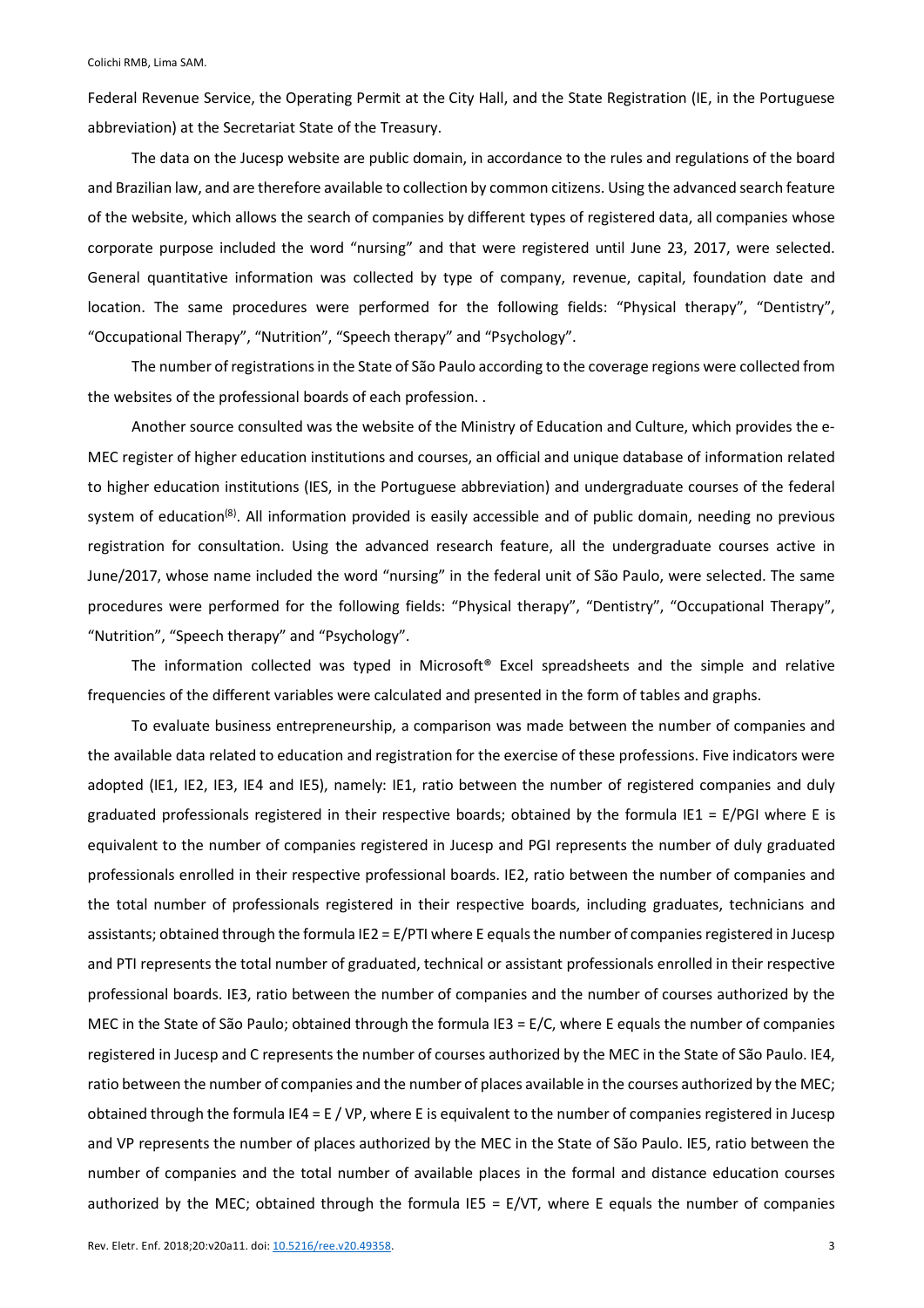Federal Revenue Service, the Operating Permit at the City Hall, and the State Registration (IE, in the Portuguese abbreviation) at the Secretariat State of the Treasury.

The data on the Jucesp website are public domain, in accordance to the rules and regulations of the board and Brazilian law, and are therefore available to collection by common citizens. Using the advanced search feature of the website, which allows the search of companies by different types of registered data, all companies whose corporate purpose included the word "nursing" and that were registered until June 23, 2017, were selected. General quantitative information was collected by type of company, revenue, capital, foundation date and location. The same procedures were performed for the following fields: "Physical therapy", "Dentistry", "Occupational Therapy", "Nutrition", "Speech therapy" and "Psychology".

The number of registrations in the State of São Paulo according to the coverage regions were collected from the websites of the professional boards of each profession. .

Another source consulted was the website of the Ministry of Education and Culture, which provides the e-MEC register of higher education institutions and courses, an official and unique database of information related to higher education institutions (IES, in the Portuguese abbreviation) and undergraduate courses of the federal system of education[8]. All information provided is easily accessible and of public domain, needing no previous registration for consultation. Using the advanced research feature, all the undergraduate courses active in June/2017, whose name included the word "nursing" in the federal unit of São Paulo, were selected. The same procedures were performed for the following fields: "Physical therapy", "Dentistry", "Occupational Therapy", "Nutrition", "Speech therapy" and "Psychology".

The information collected was typed in Microsoft® Excel spreadsheets and the simple and relative frequencies of the different variables were calculated and presented in the form of tables and graphs.

To evaluate business entrepreneurship, a comparison was made between the number of companies and the available data related to education and registration for the exercise of these professions. Five indicators were adopted (IE1, IE2, IE3, IE4 and IE5), namely: IE1, ratio between the number of registered companies and duly graduated professionals registered in their respective boards; obtained by the formula $IE1 = E/PGI$ where E is equivalent to the number of companies registered in Jucesp and PGI represents the number of duly graduated professionals enrolled in their respective professional boards. IE2, ratio between the number of companies and the total number of professionals registered in their respective boards, including graduates, technicians and assistants; obtained through the formula $IE2 = E/PTI$ where E equals the number of companies registered in Jucesp and PTI represents the total number of graduated, technical or assistant professionals enrolled in their respective professional boards. IE3, ratio between the number of companies and the number of courses authorized by the MEC in the State of São Paulo; obtained through the formula $IE3 = E/C$, where E equals the number of companies registered in Jucesp and C represents the number of courses authorized by the MEC in the State of São Paulo. IE4, ratio between the number of companies and the number of places available in the courses authorized by the MEC; obtained through the formula $IE4 = E / VP$, where E is equivalent to the number of companies registered in Jucesp and VP represents the number of places authorized by the MEC in the State of São Paulo. IE5, ratio between the number of companies and the total number of available places in the formal and distance education courses authorized by the MEC; obtained through the formula $IE5 = E/VT$, where E equals the number of companies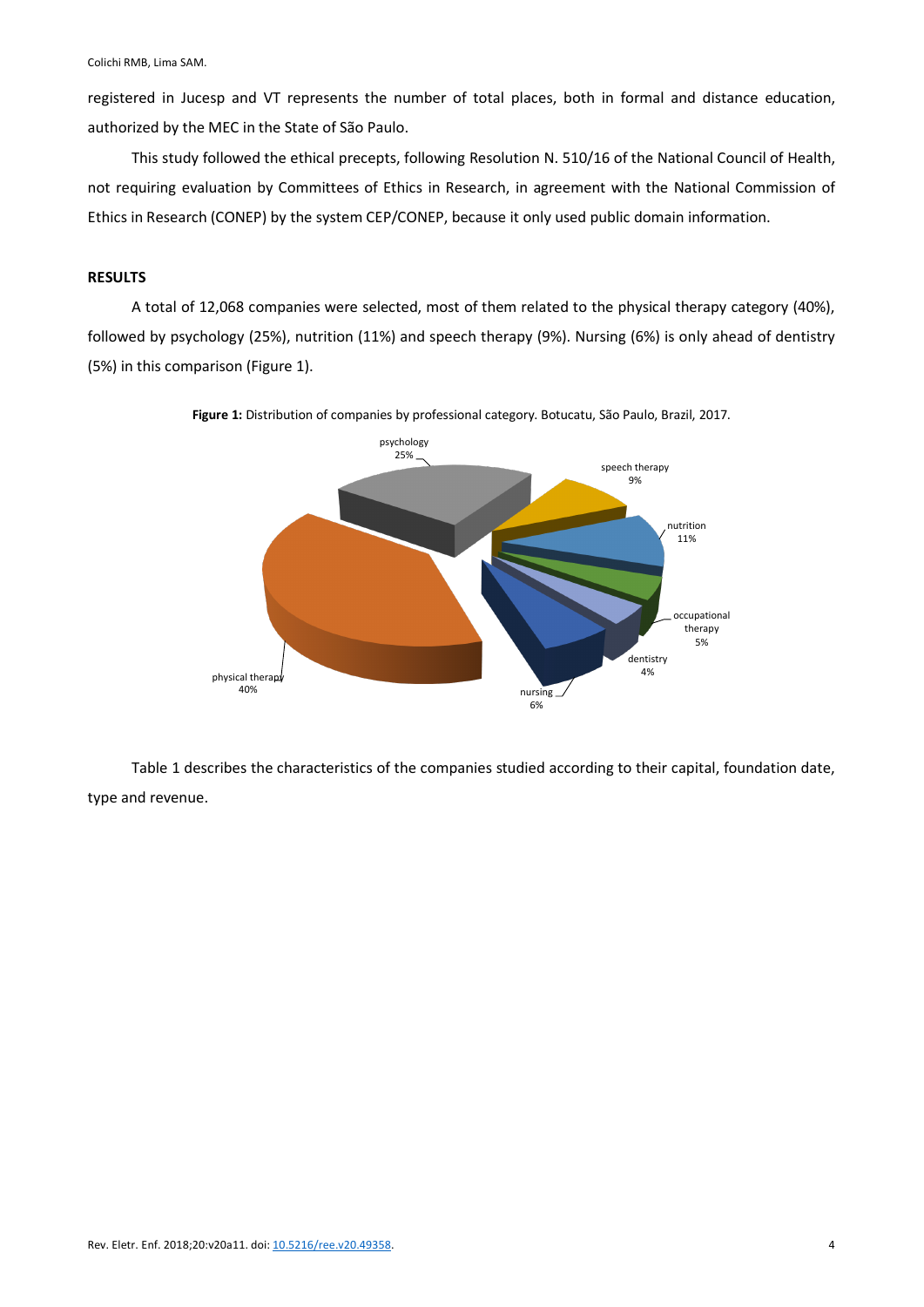registered in Jucesp and VT represents the number of total places, both in formal and distance education, authorized by the MEC in the State of São Paulo.

This study followed the ethical precepts, following Resolution N. 510/16 of the National Council of Health, not requiring evaluation by Committees of Ethics in Research, in agreement with the National Commission of Ethics in Research (CONEP) by the system CEP/CONEP, because it only used public domain information.

## RESULTS

A total of 12,068 companies were selected, most of them related to the physical therapy category (40%), followed by psychology (25%), nutrition (11%) and speech therapy (9%). Nursing (6%) is only ahead of dentistry (5%) in this comparison (Figure 1).

**Figure 1:** Distribution of companies by professional category. Botucatu, São Paulo, Brazil, 2017.

Table 1 describes the characteristics of the companies studied according to their capital, foundation date, type and revenue.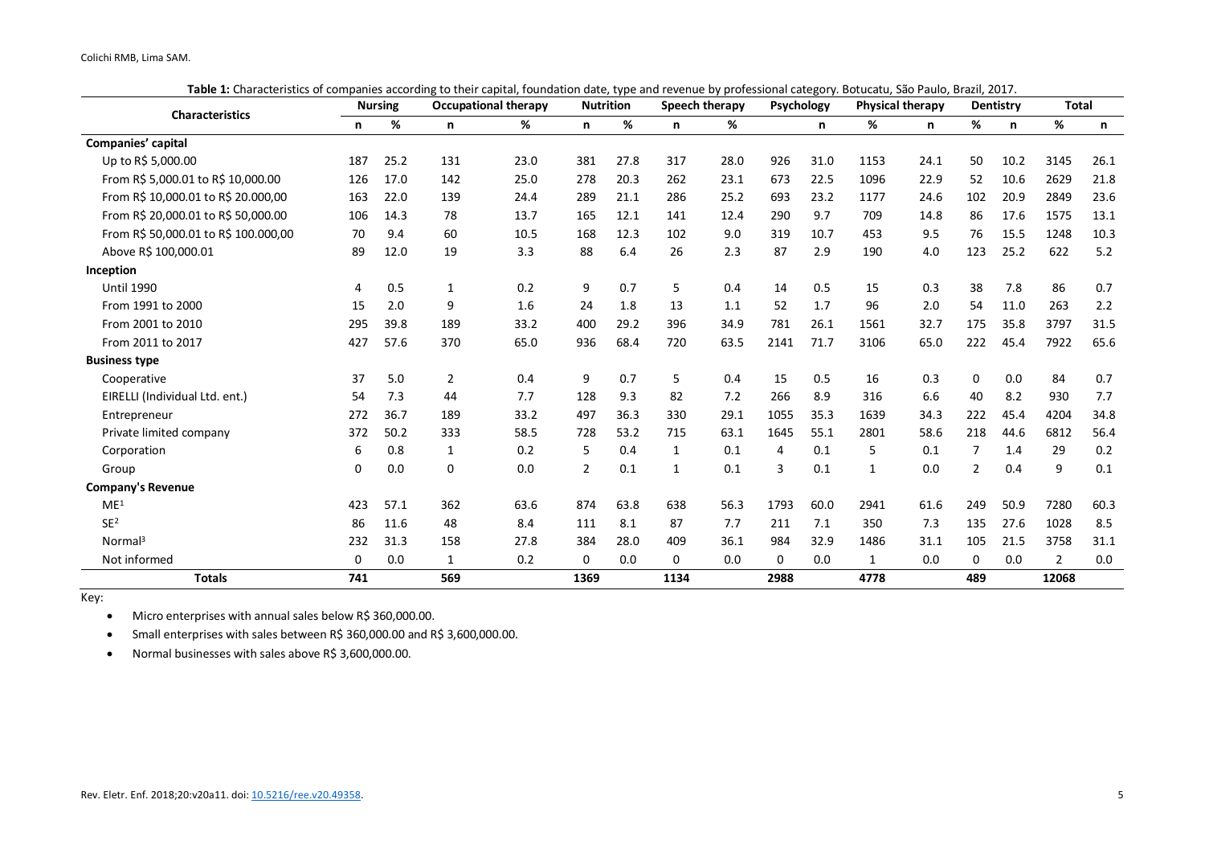**Table 1:** Characteristics of companies according to their capital, foundation date, type and revenue by professional category. Botucatu, São Paulo, Brazil, 2017.

| Characteristics | Nursing | | Occupational therapy | | Nutrition | | Speech therapy | | Psychology | | Physical therapy | | Dentistry | | Total | |
|---|---|---|---|---|---|---|---|---|---|---|---|---|---|---|---|---|
| | n | % | n | % | n | % | n | % | | n | % | n | % | n | % | n |
| **Companies' capital** | | | | | | | | | | | | | | | | |
| Up to R$ 5,000.00 | 187 | 25.2 | 131 | 23.0 | 381 | 27.8 | 317 | 28.0 | 926 | 31.0 | 1153 | 24.1 | 50 | 10.2 | 3145 | 26.1 |
| From R$ 5,000.01 to R$ 10,000.00 | 126 | 17.0 | 142 | 25.0 | 278 | 20.3 | 262 | 23.1 | 673 | 22.5 | 1096 | 22.9 | 52 | 10.6 | 2629 | 21.8 |
| From R$ 10,000.01 to R$ 20.000,00 | 163 | 22.0 | 139 | 24.4 | 289 | 21.1 | 286 | 25.2 | 693 | 23.2 | 1177 | 24.6 | 102 | 20.9 | 2849 | 23.6 |
| From R$ 20,000.01 to R$ 50,000.00 | 106 | 14.3 | 78 | 13.7 | 165 | 12.1 | 141 | 12.4 | 290 | 9.7 | 709 | 14.8 | 86 | 17.6 | 1575 | 13.1 |
| From R$ 50,000.01 to R$ 100.000,00 | 70 | 9.4 | 60 | 10.5 | 168 | 12.3 | 102 | 9.0 | 319 | 10.7 | 453 | 9.5 | 76 | 15.5 | 1248 | 10.3 |
| Above R$ 100,000.01 | 89 | 12.0 | 19 | 3.3 | 88 | 6.4 | 26 | 2.3 | 87 | 2.9 | 190 | 4.0 | 123 | 25.2 | 622 | 5.2 |
| **Inception** | | | | | | | | | | | | | | | | |
| Until 1990 | 4 | 0.5 | 1 | 0.2 | 9 | 0.7 | 5 | 0.4 | 14 | 0.5 | 15 | 0.3 | 38 | 7.8 | 86 | 0.7 |
| From 1991 to 2000 | 15 | 2.0 | 9 | 1.6 | 24 | 1.8 | 13 | 1.1 | 52 | 1.7 | 96 | 2.0 | 54 | 11.0 | 263 | 2.2 |
| From 2001 to 2010 | 295 | 39.8 | 189 | 33.2 | 400 | 29.2 | 396 | 34.9 | 781 | 26.1 | 1561 | 32.7 | 175 | 35.8 | 3797 | 31.5 |
| From 2011 to 2017 | 427 | 57.6 | 370 | 65.0 | 936 | 68.4 | 720 | 63.5 | 2141 | 71.7 | 3106 | 65.0 | 222 | 45.4 | 7922 | 65.6 |
| **Business type** | | | | | | | | | | | | | | | | |
| Cooperative | 37 | 5.0 | 2 | 0.4 | 9 | 0.7 | 5 | 0.4 | 15 | 0.5 | 16 | 0.3 | 0 | 0.0 | 84 | 0.7 |
| EIRELLI (Individual Ltd. ent.) | 54 | 7.3 | 44 | 7.7 | 128 | 9.3 | 82 | 7.2 | 266 | 8.9 | 316 | 6.6 | 40 | 8.2 | 930 | 7.7 |
| Entrepreneur | 272 | 36.7 | 189 | 33.2 | 497 | 36.3 | 330 | 29.1 | 1055 | 35.3 | 1639 | 34.3 | 222 | 45.4 | 4204 | 34.8 |
| Private limited company | 372 | 50.2 | 333 | 58.5 | 728 | 53.2 | 715 | 63.1 | 1645 | 55.1 | 2801 | 58.6 | 218 | 44.6 | 6812 | 56.4 |
| Corporation | 6 | 0.8 | 1 | 0.2 | 5 | 0.4 | 1 | 0.1 | 4 | 0.1 | 5 | 0.1 | 7 | 1.4 | 29 | 0.2 |
| Group | 0 | 0.0 | 0 | 0.0 | 2 | 0.1 | 1 | 0.1 | 3 | 0.1 | 1 | 0.0 | 2 | 0.4 | 9 | 0.1 |
| **Company's Revenue** | | | | | | | | | | | | | | | | |
| ME[1] | 423 | 57.1 | 362 | 63.6 | 874 | 63.8 | 638 | 56.3 | 1793 | 60.0 | 2941 | 61.6 | 249 | 50.9 | 7280 | 60.3 |
| SE[2] | 86 | 11.6 | 48 | 8.4 | 111 | 8.1 | 87 | 7.7 | 211 | 7.1 | 350 | 7.3 | 135 | 27.6 | 1028 | 8.5 |
| Normal[3] | 232 | 31.3 | 158 | 27.8 | 384 | 28.0 | 409 | 36.1 | 984 | 32.9 | 1486 | 31.1 | 105 | 21.5 | 3758 | 31.1 |
| Not informed | 0 | 0.0 | 1 | 0.2 | 0 | 0.0 | 0 | 0.0 | 0 | 0.0 | 1 | 0.0 | 0 | 0.0 | 2 | 0.0 |
| **Totals** | **741** | | **569** | | **1369** | | **1134** | | **2988** | | **4778** | | **489** | | **12068** | |

Key:

- Micro enterprises with annual sales below R$ 360,000.00.
- Small enterprises with sales between R$ 360,000.00 and R$ 3,600,000.00.
- Normal businesses with sales above R$ 3,600,000.00.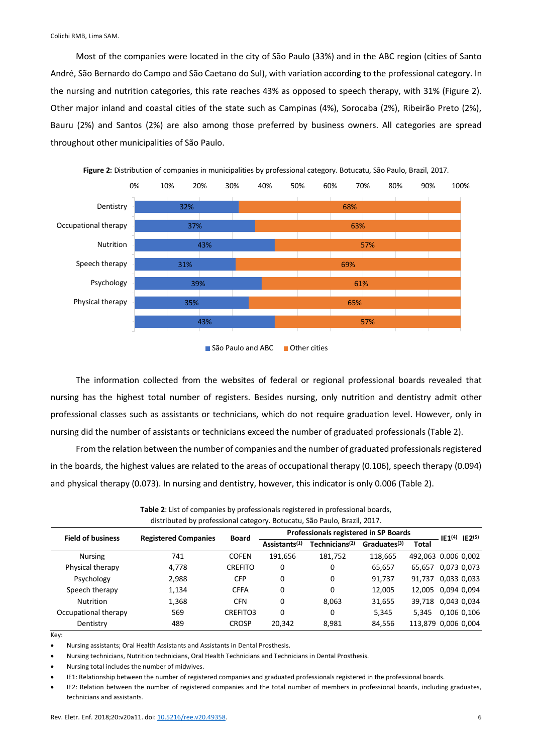Most of the companies were located in the city of São Paulo (33%) and in the ABC region (cities of Santo André, São Bernardo do Campo and São Caetano do Sul), with variation according to the professional category. In the nursing and nutrition categories, this rate reaches 43% as opposed to speech therapy, with 31% (Figure 2). Other major inland and coastal cities of the state such as Campinas (4%), Sorocaba (2%), Ribeirão Preto (2%), Bauru (2%) and Santos (2%) are also among those preferred by business owners. All categories are spread throughout other municipalities of São Paulo.

**Figure 2:** Distribution of companies in municipalities by professional category. Botucatu, São Paulo, Brazil, 2017.

| | São Paulo and ABC | Other cities |
|---|---|---|
| Dentistry | 32% | 68% |
| Occupational therapy | 37% | 63% |
| Nutrition | 43% | 57% |
| Speech therapy | 31% | 69% |
| Psychology | 39% | 61% |
| Physical therapy | 35% | 65% |
| | 43% | 57% |

The information collected from the websites of federal or regional professional boards revealed that nursing has the highest total number of registers. Besides nursing, only nutrition and dentistry admit other professional classes such as assistants or technicians, which do not require graduation level. However, only in nursing did the number of assistants or technicians exceed the number of graduated professionals (Table 2).

From the relation between the number of companies and the number of graduated professionals registered in the boards, the highest values are related to the areas of occupational therapy (0.106), speech therapy (0.094) and physical therapy (0.073). In nursing and dentistry, however, this indicator is only 0.006 (Table 2).

**Table 2**: List of companies by professionals registered in professional boards, distributed by professional category. Botucatu, São Paulo, Brazil, 2017.

| Field of business | Registered Companies | Board | Professionals registered in SP Boards | | | | IE1[4] | IE2[5] |
|---|---|---|---|---|---|---|---|---|
| | | | Assistants[1] | Technicians[2] | Graduates[3] | Total | | |
| Nursing | 741 | COFEN | 191,656 | 181,752 | 118,665 | 492,063 | 0.006 | 0,002 |
| Physical therapy | 4,778 | CREFITO | 0 | 0 | 65,657 | 65,657 | 0,073 | 0,073 |
| Psychology | 2,988 | CFP | 0 | 0 | 91,737 | 91,737 | 0,033 | 0,033 |
| Speech therapy | 1,134 | CFFA | 0 | 0 | 12,005 | 12,005 | 0,094 | 0,094 |
| Nutrition | 1,368 | CFN | 0 | 8,063 | 31,655 | 39,718 | 0,043 | 0,034 |
| Occupational therapy | 569 | CREFITO3 | 0 | 0 | 5,345 | 5,345 | 0,106 | 0,106 |
| Dentistry | 489 | CROSP | 20,342 | 8,981 | 84,556 | 113,879 | 0,006 | 0,004 |

Key:

- Nursing assistants; Oral Health Assistants and Assistants in Dental Prosthesis.
- Nursing technicians, Nutrition technicians, Oral Health Technicians and Technicians in Dental Prosthesis.
- Nursing total includes the number of midwives.
- IE1: Relationship between the number of registered companies and graduated professionals registered in the professional boards.
- IE2: Relation between the number of registered companies and the total number of members in professional boards, including graduates, technicians and assistants.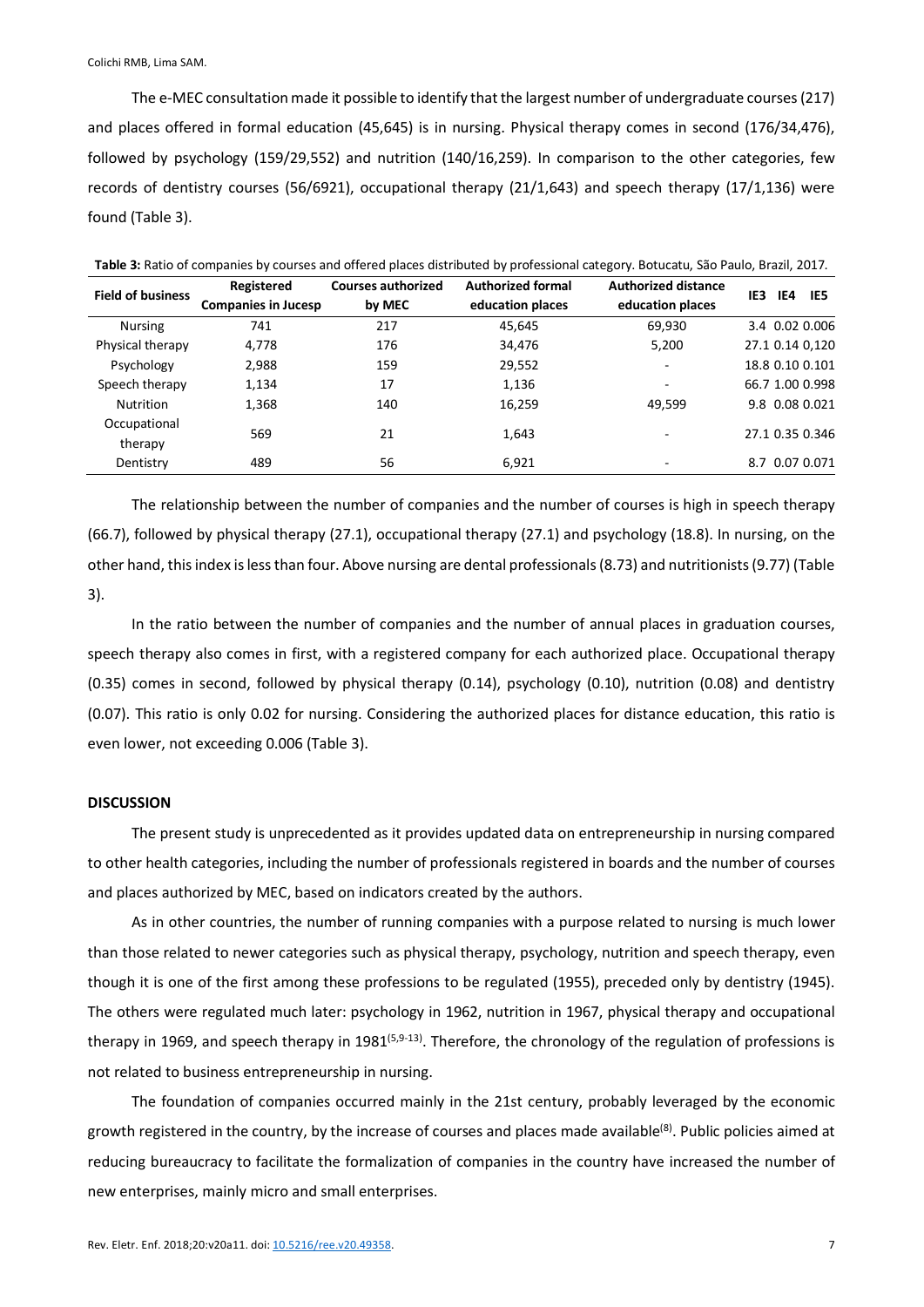The e-MEC consultation made it possible to identify that the largest number of undergraduate courses (217) and places offered in formal education (45,645) is in nursing. Physical therapy comes in second (176/34,476), followed by psychology (159/29,552) and nutrition (140/16,259). In comparison to the other categories, few records of dentistry courses (56/6921), occupational therapy (21/1,643) and speech therapy (17/1,136) were found (Table 3).

**Table 3:** Ratio of companies by courses and offered places distributed by professional category. Botucatu, São Paulo, Brazil, 2017.

| Field of business | Registered Companies in Jucesp | Courses authorized by MEC | Authorized formal education places | Authorized distance education places | IE3 | IE4 | IE5 |
|---|---|---|---|---|---|---|---|
| Nursing | 741 | 217 | 45,645 | 69,930 | 3.4 | 0.02 | 0.006 |
| Physical therapy | 4,778 | 176 | 34,476 | 5,200 | 27.1 | 0.14 | 0,120 |
| Psychology | 2,988 | 159 | 29,552 | - | 18.8 | 0.10 | 0.101 |
| Speech therapy | 1,134 | 17 | 1,136 | - | 66.7 | 1.00 | 0.998 |
| Nutrition | 1,368 | 140 | 16,259 | 49,599 | 9.8 | 0.08 | 0.021 |
| Occupational therapy | 569 | 21 | 1,643 | - | 27.1 | 0.35 | 0.346 |
| Dentistry | 489 | 56 | 6,921 | - | 8.7 | 0.07 | 0.071 |

The relationship between the number of companies and the number of courses is high in speech therapy (66.7), followed by physical therapy (27.1), occupational therapy (27.1) and psychology (18.8). In nursing, on the other hand, this index is less than four. Above nursing are dental professionals (8.73) and nutritionists (9.77) (Table 3).

In the ratio between the number of companies and the number of annual places in graduation courses, speech therapy also comes in first, with a registered company for each authorized place. Occupational therapy (0.35) comes in second, followed by physical therapy (0.14), psychology (0.10), nutrition (0.08) and dentistry (0.07). This ratio is only 0.02 for nursing. Considering the authorized places for distance education, this ratio is even lower, not exceeding 0.006 (Table 3).

## DISCUSSION

The present study is unprecedented as it provides updated data on entrepreneurship in nursing compared to other health categories, including the number of professionals registered in boards and the number of courses and places authorized by MEC, based on indicators created by the authors.

As in other countries, the number of running companies with a purpose related to nursing is much lower than those related to newer categories such as physical therapy, psychology, nutrition and speech therapy, even though it is one of the first among these professions to be regulated (1955), preceded only by dentistry (1945). The others were regulated much later: psychology in 1962, nutrition in 1967, physical therapy and occupational therapy in 1969, and speech therapy in 1981[5,9-13]. Therefore, the chronology of the regulation of professions is not related to business entrepreneurship in nursing.

The foundation of companies occurred mainly in the 21st century, probably leveraged by the economic growth registered in the country, by the increase of courses and places made available[8]. Public policies aimed at reducing bureaucracy to facilitate the formalization of companies in the country have increased the number of new enterprises, mainly micro and small enterprises.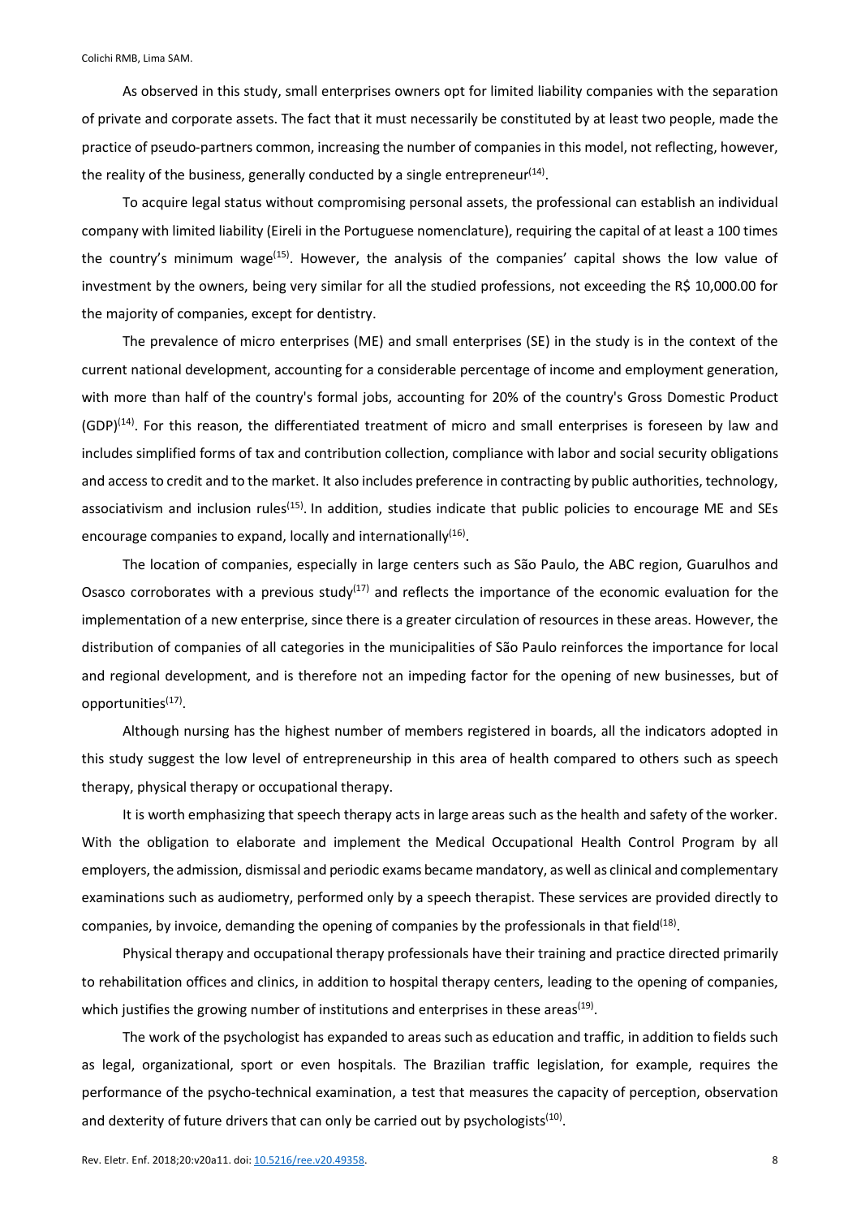As observed in this study, small enterprises owners opt for limited liability companies with the separation of private and corporate assets. The fact that it must necessarily be constituted by at least two people, made the practice of pseudo-partners common, increasing the number of companies in this model, not reflecting, however, the reality of the business, generally conducted by a single entrepreneur[14].

To acquire legal status without compromising personal assets, the professional can establish an individual company with limited liability (Eireli in the Portuguese nomenclature), requiring the capital of at least a 100 times the country's minimum wage[15]. However, the analysis of the companies' capital shows the low value of investment by the owners, being very similar for all the studied professions, not exceeding the R$ 10,000.00 for the majority of companies, except for dentistry.

The prevalence of micro enterprises (ME) and small enterprises (SE) in the study is in the context of the current national development, accounting for a considerable percentage of income and employment generation, with more than half of the country's formal jobs, accounting for 20% of the country's Gross Domestic Product (GDP)[14]. For this reason, the differentiated treatment of micro and small enterprises is foreseen by law and includes simplified forms of tax and contribution collection, compliance with labor and social security obligations and access to credit and to the market. It also includes preference in contracting by public authorities, technology, associativism and inclusion rules[15]. In addition, studies indicate that public policies to encourage ME and SEs encourage companies to expand, locally and internationally[16].

The location of companies, especially in large centers such as São Paulo, the ABC region, Guarulhos and Osasco corroborates with a previous study[17] and reflects the importance of the economic evaluation for the implementation of a new enterprise, since there is a greater circulation of resources in these areas. However, the distribution of companies of all categories in the municipalities of São Paulo reinforces the importance for local and regional development, and is therefore not an impeding factor for the opening of new businesses, but of opportunities[17].

Although nursing has the highest number of members registered in boards, all the indicators adopted in this study suggest the low level of entrepreneurship in this area of health compared to others such as speech therapy, physical therapy or occupational therapy.

It is worth emphasizing that speech therapy acts in large areas such as the health and safety of the worker. With the obligation to elaborate and implement the Medical Occupational Health Control Program by all employers, the admission, dismissal and periodic exams became mandatory, as well as clinical and complementary examinations such as audiometry, performed only by a speech therapist. These services are provided directly to companies, by invoice, demanding the opening of companies by the professionals in that field[18].

Physical therapy and occupational therapy professionals have their training and practice directed primarily to rehabilitation offices and clinics, in addition to hospital therapy centers, leading to the opening of companies, which justifies the growing number of institutions and enterprises in these areas[19].

The work of the psychologist has expanded to areas such as education and traffic, in addition to fields such as legal, organizational, sport or even hospitals. The Brazilian traffic legislation, for example, requires the performance of the psycho-technical examination, a test that measures the capacity of perception, observation and dexterity of future drivers that can only be carried out by psychologists[10].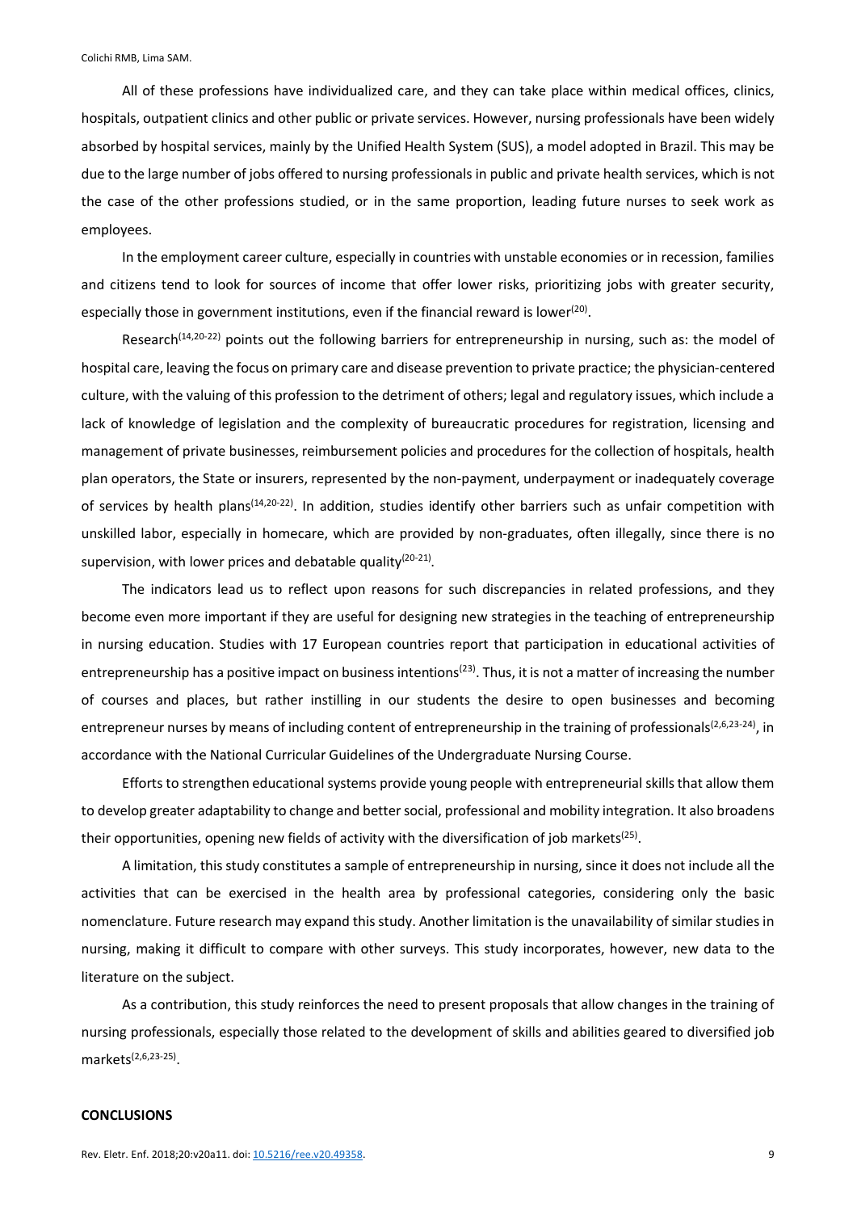All of these professions have individualized care, and they can take place within medical offices, clinics, hospitals, outpatient clinics and other public or private services. However, nursing professionals have been widely absorbed by hospital services, mainly by the Unified Health System (SUS), a model adopted in Brazil. This may be due to the large number of jobs offered to nursing professionals in public and private health services, which is not the case of the other professions studied, or in the same proportion, leading future nurses to seek work as employees.

In the employment career culture, especially in countries with unstable economies or in recession, families and citizens tend to look for sources of income that offer lower risks, prioritizing jobs with greater security, especially those in government institutions, even if the financial reward is lower[20].

Research[14,20-22] points out the following barriers for entrepreneurship in nursing, such as: the model of hospital care, leaving the focus on primary care and disease prevention to private practice; the physician-centered culture, with the valuing of this profession to the detriment of others; legal and regulatory issues, which include a lack of knowledge of legislation and the complexity of bureaucratic procedures for registration, licensing and management of private businesses, reimbursement policies and procedures for the collection of hospitals, health plan operators, the State or insurers, represented by the non-payment, underpayment or inadequately coverage of services by health plans[14,20-22]. In addition, studies identify other barriers such as unfair competition with unskilled labor, especially in homecare, which are provided by non-graduates, often illegally, since there is no supervision, with lower prices and debatable quality[20-21].

The indicators lead us to reflect upon reasons for such discrepancies in related professions, and they become even more important if they are useful for designing new strategies in the teaching of entrepreneurship in nursing education. Studies with 17 European countries report that participation in educational activities of entrepreneurship has a positive impact on business intentions[23]. Thus, it is not a matter of increasing the number of courses and places, but rather instilling in our students the desire to open businesses and becoming entrepreneur nurses by means of including content of entrepreneurship in the training of professionals[2,6,23-24], in accordance with the National Curricular Guidelines of the Undergraduate Nursing Course.

Efforts to strengthen educational systems provide young people with entrepreneurial skills that allow them to develop greater adaptability to change and better social, professional and mobility integration. It also broadens their opportunities, opening new fields of activity with the diversification of job markets[25].

A limitation, this study constitutes a sample of entrepreneurship in nursing, since it does not include all the activities that can be exercised in the health area by professional categories, considering only the basic nomenclature. Future research may expand this study. Another limitation is the unavailability of similar studies in nursing, making it difficult to compare with other surveys. This study incorporates, however, new data to the literature on the subject.

As a contribution, this study reinforces the need to present proposals that allow changes in the training of nursing professionals, especially those related to the development of skills and abilities geared to diversified job markets[2,6,23-25].

## CONCLUSIONS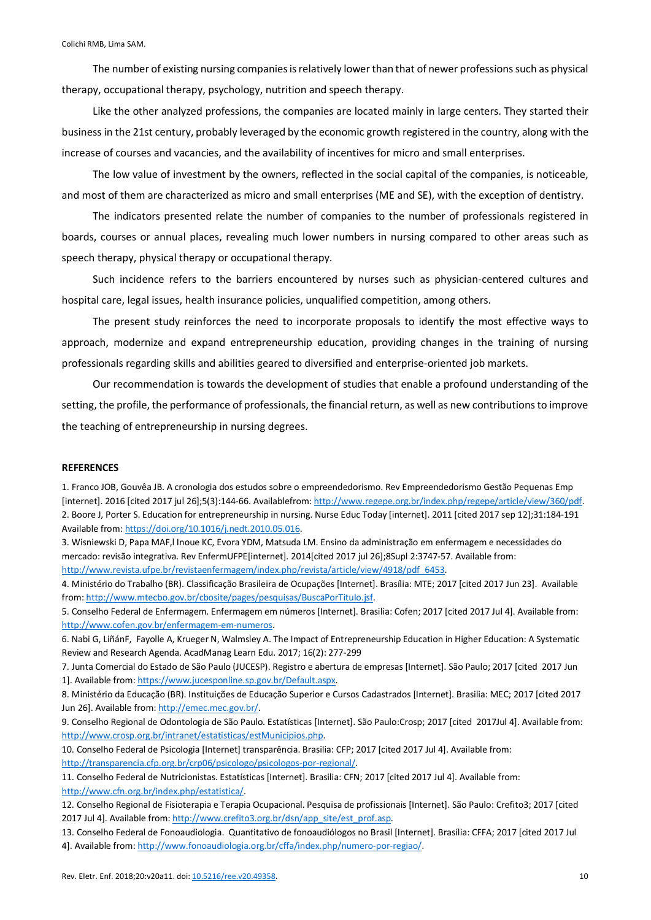The number of existing nursing companies is relatively lower than that of newer professions such as physical therapy, occupational therapy, psychology, nutrition and speech therapy.

Like the other analyzed professions, the companies are located mainly in large centers. They started their business in the 21st century, probably leveraged by the economic growth registered in the country, along with the increase of courses and vacancies, and the availability of incentives for micro and small enterprises.

The low value of investment by the owners, reflected in the social capital of the companies, is noticeable, and most of them are characterized as micro and small enterprises (ME and SE), with the exception of dentistry.

The indicators presented relate the number of companies to the number of professionals registered in boards, courses or annual places, revealing much lower numbers in nursing compared to other areas such as speech therapy, physical therapy or occupational therapy.

Such incidence refers to the barriers encountered by nurses such as physician-centered cultures and hospital care, legal issues, health insurance policies, unqualified competition, among others.

The present study reinforces the need to incorporate proposals to identify the most effective ways to approach, modernize and expand entrepreneurship education, providing changes in the training of nursing professionals regarding skills and abilities geared to diversified and enterprise-oriented job markets.

Our recommendation is towards the development of studies that enable a profound understanding of the setting, the profile, the performance of professionals, the financial return, as well as new contributions to improve the teaching of entrepreneurship in nursing degrees.

## REFERENCES

1. Franco JOB, Gouvêa JB. A cronologia dos estudos sobre o empreendedorismo. Rev Empreendedorismo Gestão Pequenas Emp [internet]. 2016 [cited 2017 jul 26];5(3):144-66. Availablefrom: http://www.regepe.org.br/index.php/regepe/article/view/360/pdf.
2. Boore J, Porter S. Education for entrepreneurship in nursing. Nurse Educ Today [internet]. 2011 [cited 2017 sep 12];31:184-191 Available from: https://doi.org/10.1016/j.nedt.2010.05.016.
3. Wisniewski D, Papa MAF,l Inoue KC, Evora YDM, Matsuda LM. Ensino da administração em enfermagem e necessidades do mercado: revisão integrativa. Rev EnfermUFPE[internet]. 2014[cited 2017 jul 26];8Supl 2:3747-57. Available from: http://www.revista.ufpe.br/revistaenfermagem/index.php/revista/article/view/4918/pdf_6453.
4. Ministério do Trabalho (BR). Classificação Brasileira de Ocupações [Internet]. Brasília: MTE; 2017 [cited 2017 Jun 23]. Available from: http://www.mtecbo.gov.br/cbosite/pages/pesquisas/BuscaPorTitulo.jsf.
5. Conselho Federal de Enfermagem. Enfermagem em números [Internet]. Brasilia: Cofen; 2017 [cited 2017 Jul 4]. Available from: http://www.cofen.gov.br/enfermagem-em-numeros.
6. Nabi G, LiñánF, Fayolle A, Krueger N, Walmsley A. The Impact of Entrepreneurship Education in Higher Education: A Systematic Review and Research Agenda. AcadManag Learn Edu. 2017; 16(2): 277-299
7. Junta Comercial do Estado de São Paulo (JUCESP). Registro e abertura de empresas [Internet]. São Paulo; 2017 [cited 2017 Jun 1]. Available from: https://www.jucesponline.sp.gov.br/Default.aspx.
8. Ministério da Educação (BR). Instituições de Educação Superior e Cursos Cadastrados [Internet]. Brasilia: MEC; 2017 [cited 2017 Jun 26]. Available from: http://emec.mec.gov.br/.
9. Conselho Regional de Odontologia de São Paulo. Estatísticas [Internet]. São Paulo:Crosp; 2017 [cited 2017Jul 4]. Available from: http://www.crosp.org.br/intranet/estatisticas/estMunicipios.php.
10. Conselho Federal de Psicologia [Internet] transparência. Brasilia: CFP; 2017 [cited 2017 Jul 4]. Available from: http://transparencia.cfp.org.br/crp06/psicologo/psicologos-por-regional/.
11. Conselho Federal de Nutricionistas. Estatísticas [Internet]. Brasilia: CFN; 2017 [cited 2017 Jul 4]. Available from: http://www.cfn.org.br/index.php/estatistica/.
12. Conselho Regional de Fisioterapia e Terapia Ocupacional. Pesquisa de profissionais [Internet]. São Paulo: Crefito3; 2017 [cited 2017 Jul 4]. Available from: http://www.crefito3.org.br/dsn/app_site/est_prof.asp.
13. Conselho Federal de Fonoaudiologia. Quantitativo de fonoaudiólogos no Brasil [Internet]. Brasília: CFFA; 2017 [cited 2017 Jul 4]. Available from: http://www.fonoaudiologia.org.br/cffa/index.php/numero-por-regiao/.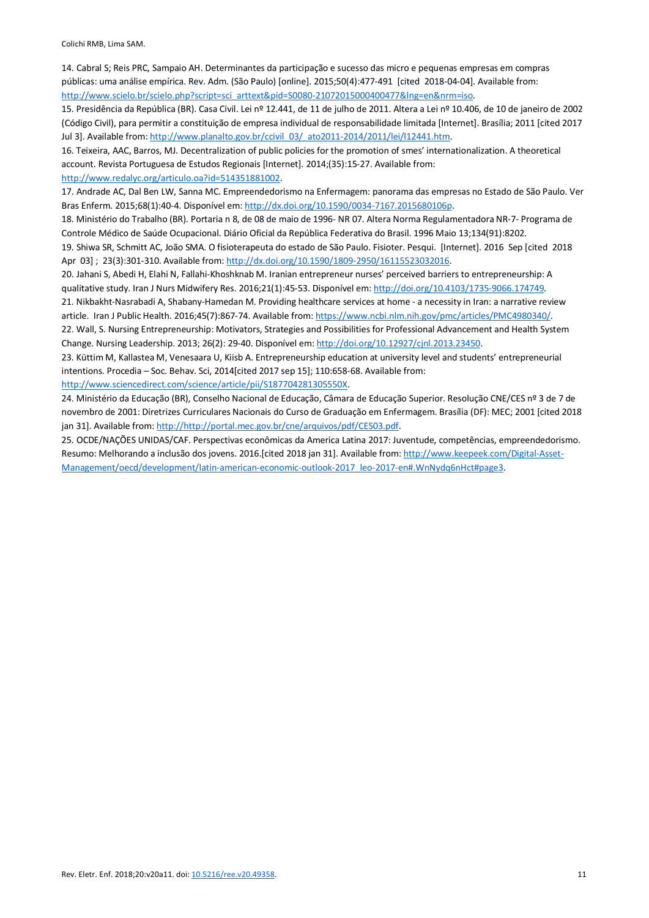14. Cabral S; Reis PRC, Sampaio AH. Determinantes da participação e sucesso das micro e pequenas empresas em compras públicas: uma análise empírica. Rev. Adm. (São Paulo) [online]. 2015;50(4):477-491 [cited 2018-04-04]. Available from: http://www.scielo.br/scielo.php?script=sci_arttext&pid=S0080-21072015000400477&lng=en&nrm=iso.

15. Presidência da República (BR). Casa Civil. Lei nº 12.441, de 11 de julho de 2011. Altera a Lei nº 10.406, de 10 de janeiro de 2002 (Código Civil), para permitir a constituição de empresa individual de responsabilidade limitada [Internet]. Brasília; 2011 [cited 2017 Jul 3]. Available from: http://www.planalto.gov.br/ccivil_03/_ato2011-2014/2011/lei/l12441.htm.

16. Teixeira, AAC, Barros, MJ. Decentralization of public policies for the promotion of smes' internationalization. A theoretical account. Revista Portuguesa de Estudos Regionais [Internet]. 2014;(35):15-27. Available from: http://www.redalyc.org/articulo.oa?id=514351881002.

17. Andrade AC, Dal Ben LW, Sanna MC. Empreendedorismo na Enfermagem: panorama das empresas no Estado de São Paulo. Ver Bras Enferm. 2015;68(1):40-4. Disponível em: http://dx.doi.org/10.1590/0034-7167.2015680106p.

18. Ministério do Trabalho (BR). Portaria n 8, de 08 de maio de 1996- NR 07. Altera Norma Regulamentadora NR-7- Programa de Controle Médico de Saúde Ocupacional. Diário Oficial da República Federativa do Brasil. 1996 Maio 13;134(91):8202.

19. Shiwa SR, Schmitt AC, João SMA. O fisioterapeuta do estado de São Paulo. Fisioter. Pesqui. [Internet]. 2016 Sep [cited 2018 Apr 03] ; 23(3):301-310. Available from: http://dx.doi.org/10.1590/1809-2950/16115523032016.

20. Jahani S, Abedi H, Elahi N, Fallahi-Khoshknab M. Iranian entrepreneur nurses' perceived barriers to entrepreneurship: A qualitative study. Iran J Nurs Midwifery Res. 2016;21(1):45-53. Disponível em: http://doi.org/10.4103/1735-9066.174749.

21. Nikbakht-Nasrabadi A, Shabany-Hamedan M. Providing healthcare services at home - a necessity in Iran: a narrative review article. Iran J Public Health. 2016;45(7):867-74. Available from: https://www.ncbi.nlm.nih.gov/pmc/articles/PMC4980340/.

22. Wall, S. Nursing Entrepreneurship: Motivators, Strategies and Possibilities for Professional Advancement and Health System Change. Nursing Leadership. 2013; 26(2): 29-40. Disponível em: http://doi.org/10.12927/cjnl.2013.23450.

23. Küttim M, Kallastea M, Venesaara U, Kiisb A. Entrepreneurship education at university level and students' entrepreneurial intentions. Procedia – Soc. Behav. Sci, 2014[cited 2017 sep 15]; 110:658-68. Available from: http://www.sciencedirect.com/science/article/pii/S187704281305550X.

24. Ministério da Educação (BR), Conselho Nacional de Educação, Câmara de Educação Superior. Resolução CNE/CES nº 3 de 7 de novembro de 2001: Diretrizes Curriculares Nacionais do Curso de Graduação em Enfermagem. Brasília (DF): MEC; 2001 [cited 2018 jan 31]. Available from: http://http://portal.mec.gov.br/cne/arquivos/pdf/CES03.pdf.

25. OCDE/NAÇÕES UNIDAS/CAF. Perspectivas econômicas da America Latina 2017: Juventude, competências, empreendedorismo. Resumo: Melhorando a inclusão dos jovens. 2016.[cited 2018 jan 31]. Available from: http://www.keepeek.com/Digital-Asset-Management/oecd/development/latin-american-economic-outlook-2017_leo-2017-en#.WnNydq6nHct#page3.